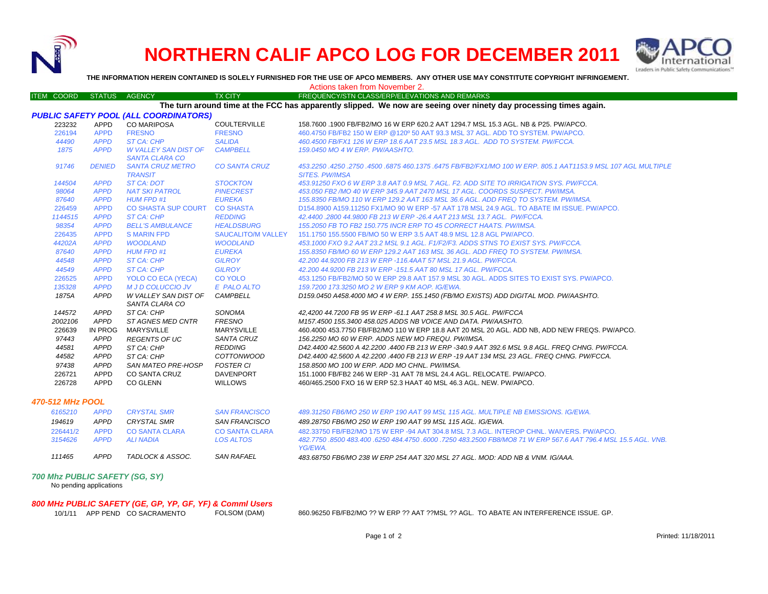# NORTHERN CALIF APCO LOG FOR DECEMBER 2011

**THE INFORMATION HEREIN CONTAINED IS SOLELY FURNISHED FOR THE USE OF APCO MEMBERS. ANY OTHER USE MAY CONSTITUTE COPYRIGHT INFRINGEMENT.**

Actions taken from November 2.

| ITEM COORD | STATUS | AGENCY | TX CITY | FREQUENCY/STN CLASS/ERP/ELEVATIONS AND REMARKS |
|---|---|---|---|---|

**The turn around time at the FCC has apparently slipped. We now are seeing over ninety day processing times again.**

## PUBLIC SAFETY POOL (ALL COORDINATORS)

| ITEM COORD | STATUS | AGENCY | TX CITY | FREQUENCY/STN CLASS/ERP/ELEVATIONS AND REMARKS |
|---|---|---|---|---|
| 223232 | APPD | CO MARIPOSA | COULTERVILLE | 158.7600 .1900 FB/FB2/MO 16 W ERP 620.2 AAT 1294.7 MSL 15.3 AGL. NB & P25. PW/APCO. |
| 226194 | APPD | FRESNO | FRESNO | 460.4750 FB/FB2 150 W ERP @120º 50 AAT 93.3 MSL 37 AGL. ADD TO SYSTEM. PW/APCO. |
| 44490 | APPD | ST CA: CHP | SALIDA | 460.4500 FB/FX1 126 W ERP 18.6 AAT 23.5 MSL 18.3 AGL. ADD TO SYSTEM. PW/FCCA. |
| 1875 | APPD | W VALLEY SAN DIST OF SANTA CLARA CO | CAMPBELL | 159.0450 MO 4 W ERP. PW/AASHTO. |
| 91746 | DENIED | SANTA CRUZ METRO TRANSIT | CO SANTA CRUZ | 453.2250 .4250 .2750 .4500 .6875 460.1375 .6475 FB/FB2/FX1/MO 100 W ERP. 805.1 AAT1153.9 MSL 107 AGL MULTIPLE SITES. PW/IMSA |
| 144504 | APPD | ST CA: DOT | STOCKTON | 453.91250 FXO 6 W ERP 3.8 AAT 0.9 MSL 7 AGL. F2. ADD SITE TO IRRIGATION SYS. PW/FCCA. |
| 98064 | APPD | NAT SKI PATROL | PINECREST | 453.050 FB2 /MO 40 W ERP 345.9 AAT 2470 MSL 17 AGL. COORDS SUSPECT. PW/IMSA. |
| 87640 | APPD | HUM FPD #1 | EUREKA | 155.8350 FB/MO 110 W ERP 129.2 AAT 163 MSL 36.6 AGL. ADD FREQ TO SYSTEM. PW/IMSA. |
| 226459 | APPD | CO SHASTA SUP COURT | CO SHASTA | D154.8900 A159.11250 FX1/MO 90 W ERP -57 AAT 178 MSL 24.9 AGL. TO ABATE IM ISSUE. PW/APCO. |
| 1144515 | APPD | ST CA: CHP | REDDING | 42.4400 .2800 44.9800 FB 213 W ERP -26.4 AAT 213 MSL 13.7 AGL. PW/FCCA. |
| 98354 | APPD | BELL'S AMBULANCE | HEALDSBURG | 155.2050 FB TO FB2 150.775 INCR ERP TO 45 CORRECT HAATS. PW/IMSA. |
| 226435 | APPD | S MARIN FPD | SAUCALITO/M VALLEY | 151.1750 155.5500 FB/MO 50 W ERP 3.5 AAT 48.9 MSL 12.8 AGL PW/APCO. |
| 44202A | APPD | WOODLAND | WOODLAND | 453.1000 FXO 9.2 AAT 23.2 MSL 9.1 AGL. F1/F2/F3. ADDS STNS TO EXIST SYS. PW/FCCA. |
| 87640 | APPD | HUM FPD #1 | EUREKA | 155.8350 FB/MO 60 W ERP 129.2 AAT 163 MSL 36 AGL. ADD FREQ TO SYSTEM. PW/IMSA. |
| 44548 | APPD | ST CA: CHP | GILROY | 42.200 44.9200 FB 213 W ERP -116.4AAT 57 MSL 21.9 AGL. PW/FCCA. |
| 44549 | APPD | ST CA: CHP | GILROY | 42.200 44.9200 FB 213 W ERP -151.5 AAT 80 MSL 17 AGL. PW/FCCA. |
| 226525 | APPD | YOLO CO ECA (YECA) | CO YOLO | 453.1250 FB/FB2/MO 50 W ERP 29.8 AAT 157.9 MSL 30 AGL. ADDS SITES TO EXIST SYS. PW/APCO. |
| 135328 | APPD | M J D COLUCCIO JV | E PALO ALTO | 159.7200 173.3250 MO 2 W ERP 9 KM AOP. IG/EWA. |
| 1875A | APPD | W VALLEY SAN DIST OF SANTA CLARA CO | CAMPBELL | D159.0450 A458.4000 MO 4 W ERP. 155.1450 (FB/MO EXISTS) ADD DIGITAL MOD. PW/AASHTO. |
| 144572 | APPD | ST CA: CHP | SONOMA | 42,4200 44.7200 FB 95 W ERP -61.1 AAT 258.8 MSL 30.5 AGL. PW/FCCA |
| 2002106 | APPD | ST AGNES MED CNTR | FRESNO | M157.4500 155.3400 458.025 ADDS NB VOICE AND DATA. PW/AASHTO. |
| 226639 | IN PROG | MARYSVILLE | MARYSVILLE | 460.4000 453.7750 FB/FB2/MO 110 W ERP 18.8 AAT 20 MSL 20 AGL. ADD NB, ADD NEW FREQS. PW/APCO. |
| 97443 | APPD | REGENTS OF UC | SANTA CRUZ | 156.2250 MO 60 W ERP. ADDS NEW MO FREQU. PW/IMSA. |
| 44581 | APPD | ST CA: CHP | REDDING | D42.4400 42.5600 A 42.2200 .4400 FB 213 W ERP -340.9 AAT 392.6 MSL 9.8 AGL. FREQ CHNG. PW/FCCA. |
| 44582 | APPD | ST CA: CHP | COTTONWOOD | D42.4400 42.5600 A 42.2200 .4400 FB 213 W ERP -19 AAT 134 MSL 23 AGL. FREQ CHNG. PW/FCCA. |
| 97438 | APPD | SAN MATEO PRE-HOSP | FOSTER CI | 158.8500 MO 100 W ERP. ADD MO CHNL. PW/IMSA. |
| 226721 | APPD | CO SANTA CRUZ | DAVENPORT | 151.1000 FB/FB2 246 W ERP -31 AAT 78 MSL 24.4 AGL. RELOCATE. PW/APCO. |
| 226728 | APPD | CO GLENN | WILLOWS | 460/465.2500 FXO 16 W ERP 52.3 HAAT 40 MSL 46.3 AGL. NEW. PW/APCO. |

## 470-512 MHz POOL

| ITEM COORD | STATUS | AGENCY | TX CITY | FREQUENCY/STN CLASS/ERP/ELEVATIONS AND REMARKS |
|---|---|---|---|---|
| 6165210 | APPD | CRYSTAL SMR | SAN FRANCISCO | 489.31250 FB6/MO 250 W ERP 190 AAT 99 MSL 115 AGL. MULTIPLE NB EMISSIONS. IG/EWA. |
| 194619 | APPD | CRYSTAL SMR | SAN FRANCISCO | 489.28750 FB6/MO 250 W ERP 190 AAT 99 MSL 115 AGL. IG/EWA. |
| 226441/2 | APPD | CO SANTA CLARA | CO SANTA CLARA | 482.33750 FB/FB2/MO 175 W ERP -94 AAT 304.8 MSL 7.3 AGL. INTEROP CHNL. WAIVERS. PW/APCO. |
| 3154626 | APPD | ALI NADIA | LOS ALTOS | 482.7750 .8500 483.400 .6250 484.4750 .6000 .7250 483.2500 FB8/MO8 71 W ERP 567.6 AAT 796.4 MSL 15.5 AGL. VNB. YG/EWA. |
| 111465 | APPD | TADLOCK & ASSOC. | SAN RAFAEL | 483.68750 FB6/MO 238 W ERP 254 AAT 320 MSL 27 AGL. MOD: ADD NB & VNM. IG/AAA. |

## 700 Mhz PUBLIC SAFETY (SG, SY)

No pending applications

## 800 MHz PUBLIC SAFETY (GE, GP, YP, GF, YF) & Comml Users

| ITEM COORD | STATUS | AGENCY | TX CITY | FREQUENCY/STN CLASS/ERP/ELEVATIONS AND REMARKS |
|---|---|---|---|---|
| 10/1/11 | APP PEND | CO SACRAMENTO | FOLSOM (DAM) | 860.96250 FB/FB2/MO ?? W ERP ?? AAT ??MSL ?? AGL. TO ABATE AN INTERFERENCE ISSUE. GP. |

Printed: 11/18/2011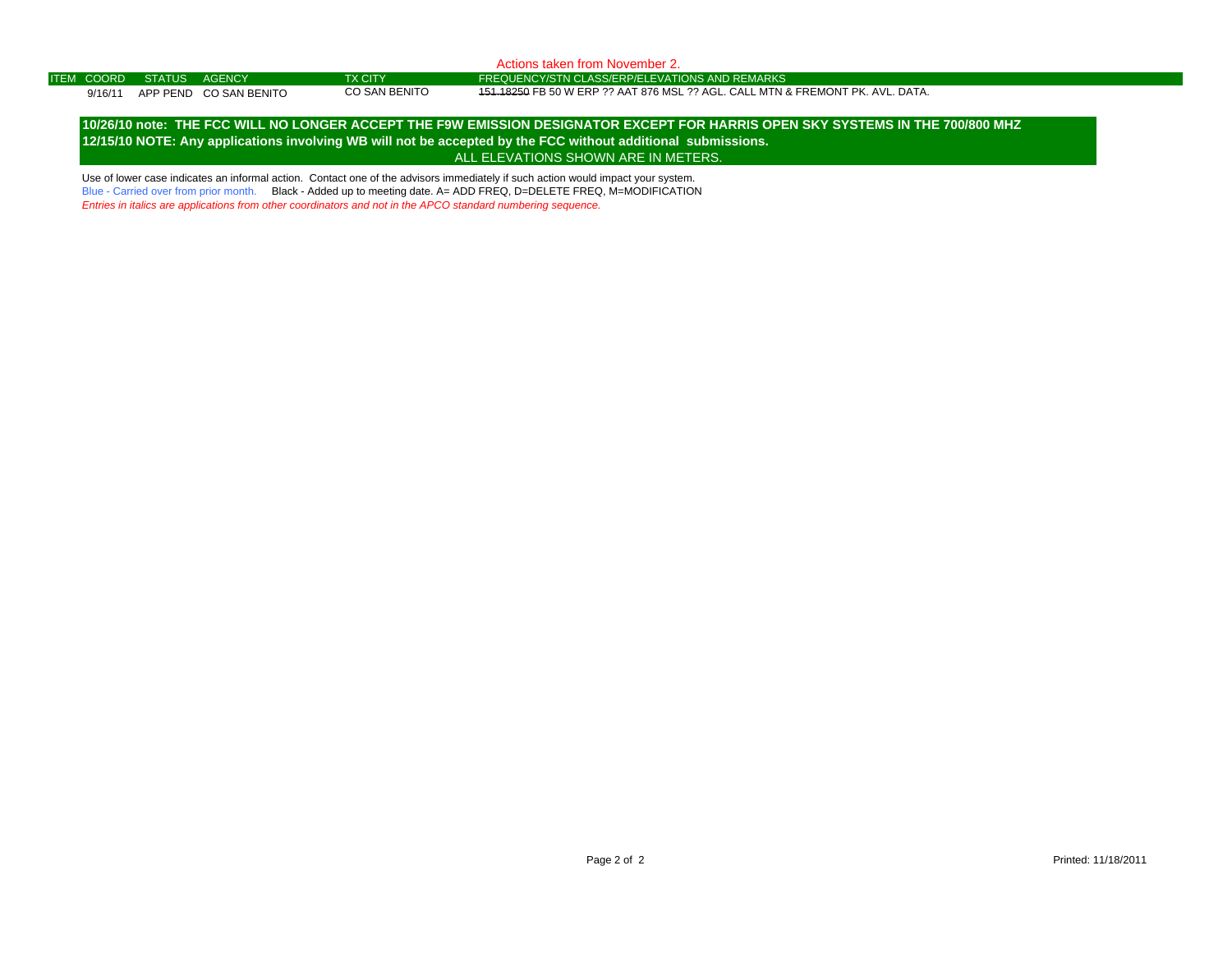Actions taken from November 2.

| ITEM | COORD | STATUS | AGENCY | TX CITY | FREQUENCY/STN CLASS/ERP/ELEVATIONS AND REMARKS |
|---|---|---|---|---|---|
| | 9/16/11 | APP PEND | CO SAN BENITO | CO SAN BENITO | ~~151.18250~~ FB 50 W ERP ?? AAT 876 MSL ?? AGL. CALL MTN & FREMONT PK. AVL. DATA. |

**10/26/10 note: THE FCC WILL NO LONGER ACCEPT THE F9W EMISSION DESIGNATOR EXCEPT FOR HARRIS OPEN SKY SYSTEMS IN THE 700/800 MHZ**

**12/15/10 NOTE: Any applications involving WB will not be accepted by the FCC without additional submissions.**

ALL ELEVATIONS SHOWN ARE IN METERS.

Use of lower case indicates an informal action. Contact one of the advisors immediately if such action would impact your system.

Blue - Carried over from prior month. Black - Added up to meeting date. A= ADD FREQ, D=DELETE FREQ, M=MODIFICATION

*Entries in italics are applications from other coordinators and not in the APCO standard numbering sequence.*

Printed: 11/18/2011